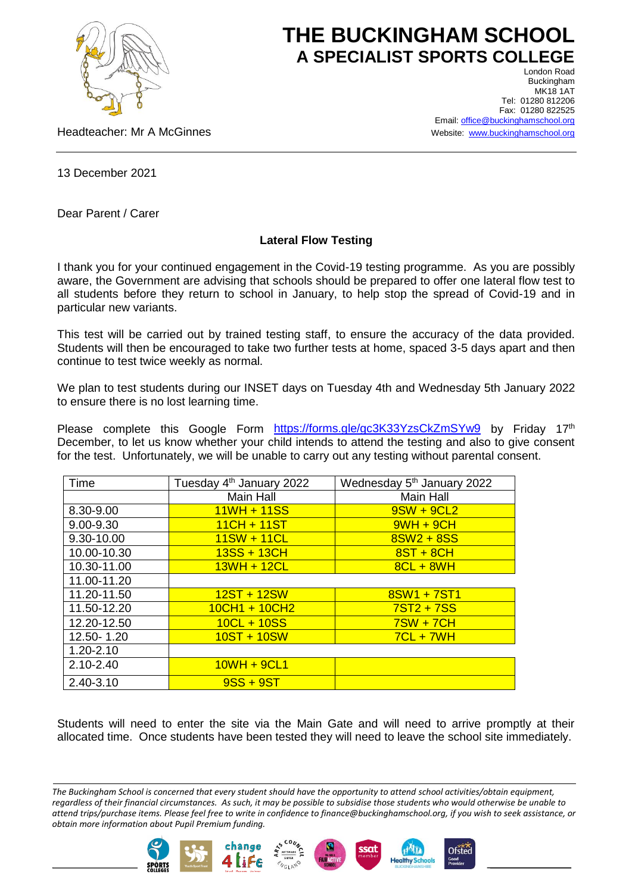# THE BUCKINGHAM SCHOOL
## A SPECIALIST SPORTS COLLEGE

London Road
Buckingham
MK18 1AT
Tel: 01280 812206
Fax: 01280 822525
Email: office@buckinghamschool.org
Website: www.buckinghamschool.org

Headteacher: Mr A McGinnes

13 December 2021

Dear Parent / Carer

**Lateral Flow Testing**

I thank you for your continued engagement in the Covid-19 testing programme. As you are possibly aware, the Government are advising that schools should be prepared to offer one lateral flow test to all students before they return to school in January, to help stop the spread of Covid-19 and in particular new variants.

This test will be carried out by trained testing staff, to ensure the accuracy of the data provided. Students will then be encouraged to take two further tests at home, spaced 3-5 days apart and then continue to test twice weekly as normal.

We plan to test students during our INSET days on Tuesday 4th and Wednesday 5th January 2022 to ensure there is no lost learning time.

Please complete this Google Form https://forms.gle/gc3K33YzsCkZmSYw9 by Friday 17th December, to let us know whether your child intends to attend the testing and also to give consent for the test. Unfortunately, we will be unable to carry out any testing without parental consent.

| Time | Tuesday 4th January 2022 | Wednesday 5th January 2022 |
|---|---|---|
| | Main Hall | Main Hall |
| 8.30-9.00 | 11WH + 11SS | 9SW + 9CL2 |
| 9.00-9.30 | 11CH + 11ST | 9WH + 9CH |
| 9.30-10.00 | 11SW + 11CL | 8SW2 + 8SS |
| 10.00-10.30 | 13SS + 13CH | 8ST + 8CH |
| 10.30-11.00 | 13WH + 12CL | 8CL + 8WH |
| 11.00-11.20 | | |
| 11.20-11.50 | 12ST + 12SW | 8SW1 + 7ST1 |
| 11.50-12.20 | 10CH1 + 10CH2 | 7ST2 + 7SS |
| 12.20-12.50 | 10CL + 10SS | 7SW + 7CH |
| 12.50- 1.20 | 10ST + 10SW | 7CL + 7WH |
| 1.20-2.10 | | |
| 2.10-2.40 | 10WH + 9CL1 | |
| 2.40-3.10 | 9SS + 9ST | |

Students will need to enter the site via the Main Gate and will need to arrive promptly at their allocated time. Once students have been tested they will need to leave the school site immediately.

*The Buckingham School is concerned that every student should have the opportunity to attend school activities/obtain equipment, regardless of their financial circumstances. As such, it may be possible to subsidise those students who would otherwise be unable to attend trips/purchase items. Please feel free to write in confidence to finance@buckinghamschool.org, if you wish to seek assistance, or obtain more information about Pupil Premium funding.*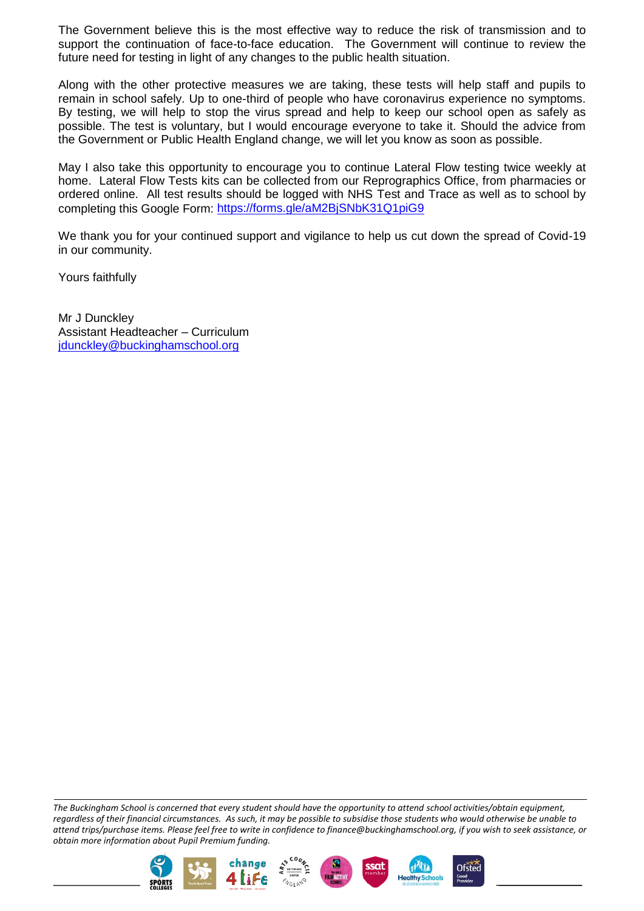The Government believe this is the most effective way to reduce the risk of transmission and to support the continuation of face-to-face education. The Government will continue to review the future need for testing in light of any changes to the public health situation.

Along with the other protective measures we are taking, these tests will help staff and pupils to remain in school safely. Up to one-third of people who have coronavirus experience no symptoms. By testing, we will help to stop the virus spread and help to keep our school open as safely as possible. The test is voluntary, but I would encourage everyone to take it. Should the advice from the Government or Public Health England change, we will let you know as soon as possible.

May I also take this opportunity to encourage you to continue Lateral Flow testing twice weekly at home. Lateral Flow Tests kits can be collected from our Reprographics Office, from pharmacies or ordered online. All test results should be logged with NHS Test and Trace as well as to school by completing this Google Form: https://forms.gle/aM2BjSNbK31Q1piG9

We thank you for your continued support and vigilance to help us cut down the spread of Covid-19 in our community.

Yours faithfully

Mr J Dunckley
Assistant Headteacher – Curriculum
jdunckley@buckinghamschool.org

*The Buckingham School is concerned that every student should have the opportunity to attend school activities/obtain equipment, regardless of their financial circumstances. As such, it may be possible to subsidise those students who would otherwise be unable to attend trips/purchase items. Please feel free to write in confidence to finance@buckinghamschool.org, if you wish to seek assistance, or obtain more information about Pupil Premium funding.*